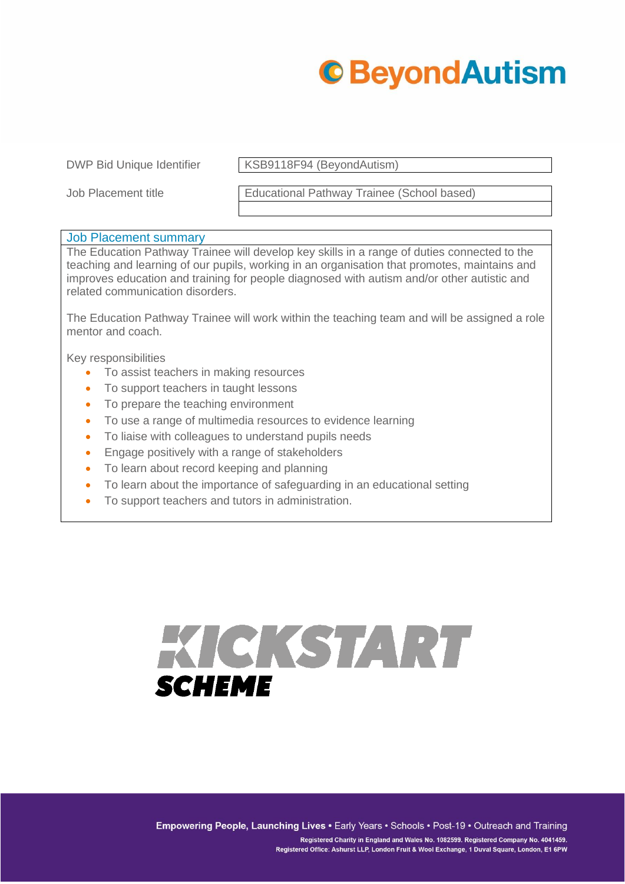| | |
|---|---|
| DWP Bid Unique Identifier | KSB9118F94 (BeyondAutism) |
| Job Placement title | Educational Pathway Trainee (School based) |

## Job Placement summary

The Education Pathway Trainee will develop key skills in a range of duties connected to the teaching and learning of our pupils, working in an organisation that promotes, maintains and improves education and training for people diagnosed with autism and/or other autistic and related communication disorders.

The Education Pathway Trainee will work within the teaching team and will be assigned a role mentor and coach.

Key responsibilities

- To assist teachers in making resources
- To support teachers in taught lessons
- To prepare the teaching environment
- To use a range of multimedia resources to evidence learning
- To liaise with colleagues to understand pupils needs
- Engage positively with a range of stakeholders
- To learn about record keeping and planning
- To learn about the importance of safeguarding in an educational setting
- To support teachers and tutors in administration.

KICKSTART SCHEME

Empowering People, Launching Lives • Early Years • Schools • Post-19 • Outreach and Training

Registered Charity in England and Wales No. 1082599. Registered Company No. 4041459.
Registered Office: Ashurst LLP, London Fruit & Wool Exchange, 1 Duval Square, London, E1 6PW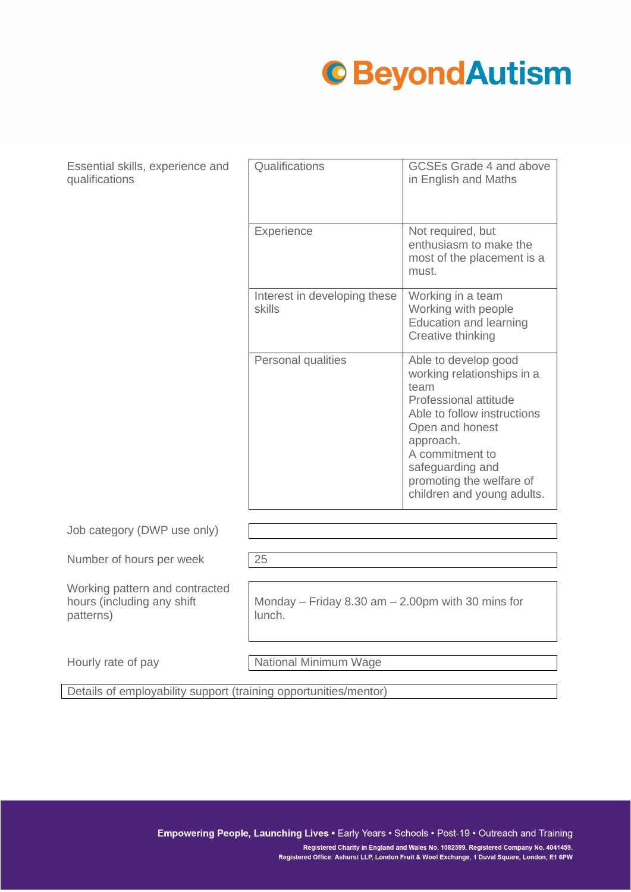| Essential skills, experience and qualifications | Qualifications | GCSEs Grade 4 and above in English and Maths |
| --- | --- | --- |
| | Experience | Not required, but enthusiasm to make the most of the placement is a must. |
| | Interest in developing these skills | Working in a team<br>Working with people<br>Education and learning<br>Creative thinking |
| | Personal qualities | Able to develop good working relationships in a team<br>Professional attitude<br>Able to follow instructions<br>Open and honest approach.<br>A commitment to safeguarding and promoting the welfare of children and young adults. |

| | |
| --- | --- |
| Job category (DWP use only) | |
| Number of hours per week | 25 |
| Working pattern and contracted hours (including any shift patterns) | Monday – Friday 8.30 am – 2.00pm with 30 mins for lunch. |
| Hourly rate of pay | National Minimum Wage |

| Details of employability support (training opportunities/mentor) |
| --- |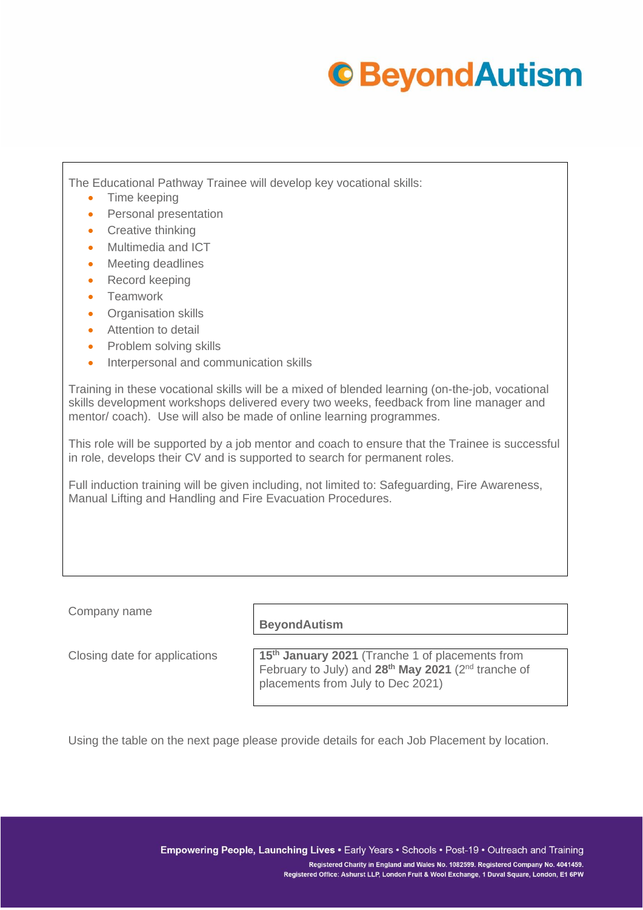The Educational Pathway Trainee will develop key vocational skills:

- Time keeping
- Personal presentation
- Creative thinking
- Multimedia and ICT
- Meeting deadlines
- Record keeping
- Teamwork
- Organisation skills
- Attention to detail
- Problem solving skills
- Interpersonal and communication skills

Training in these vocational skills will be a mixed of blended learning (on-the-job, vocational skills development workshops delivered every two weeks, feedback from line manager and mentor/ coach). Use will also be made of online learning programmes.

This role will be supported by a job mentor and coach to ensure that the Trainee is successful in role, develops their CV and is supported to search for permanent roles.

Full induction training will be given including, not limited to: Safeguarding, Fire Awareness, Manual Lifting and Handling and Fire Evacuation Procedures.

| | |
|---|---|
| Company name | **BeyondAutism** |
| Closing date for applications | **15th January 2021** (Tranche 1 of placements from February to July) and **28th May 2021** (2nd tranche of placements from July to Dec 2021) |

Using the table on the next page please provide details for each Job Placement by location.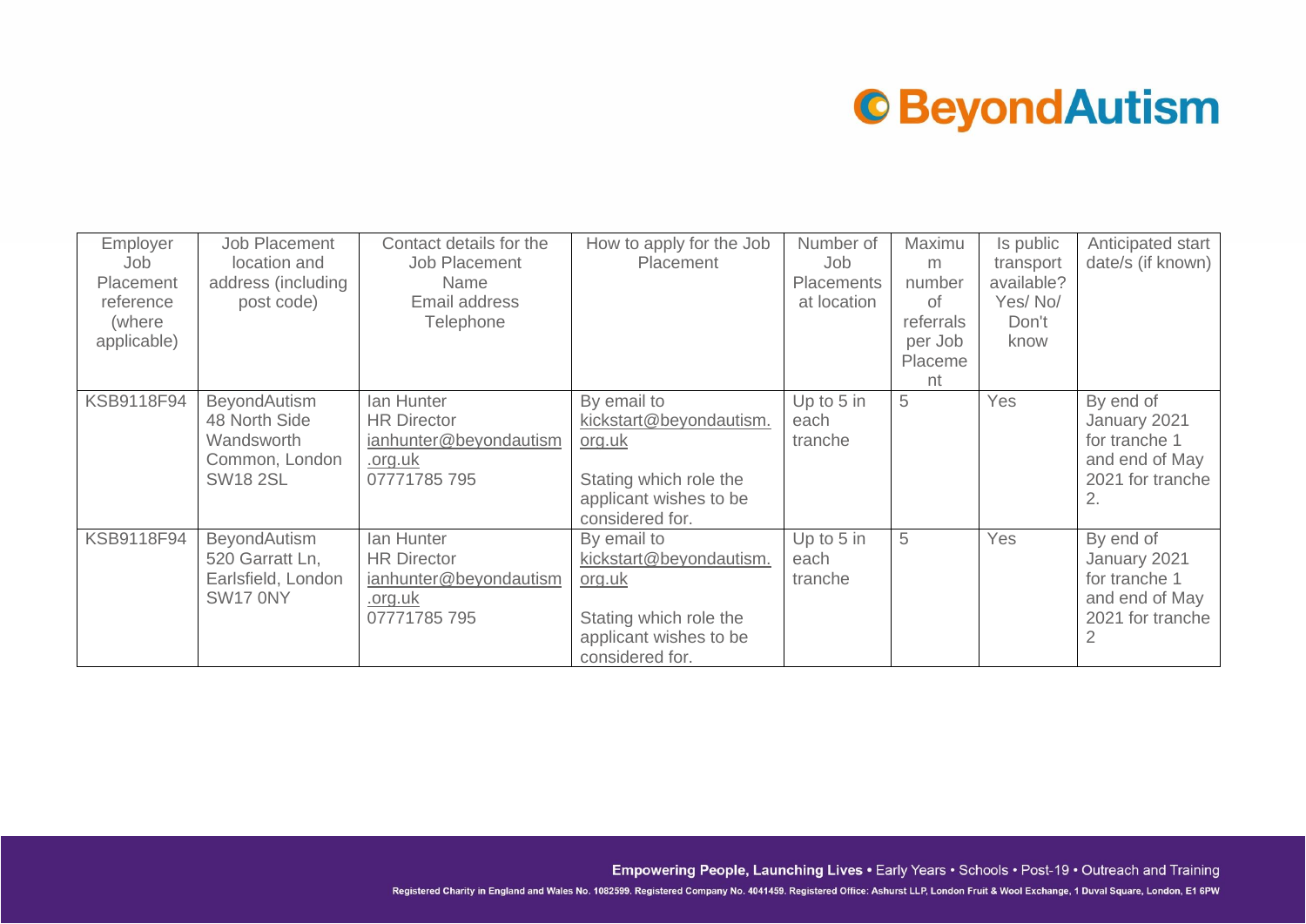| Employer Job Placement reference (where applicable) | Job Placement location and address (including post code) | Contact details for the Job Placement Name Email address Telephone | How to apply for the Job Placement | Number of Job Placements at location | Maximum number of referrals per Job Placement | Is public transport available? Yes/ No/ Don't know | Anticipated start date/s (if known) |
|---|---|---|---|---|---|---|---|
| KSB9118F94 | BeyondAutism 48 North Side Wandsworth Common, London SW18 2SL | Ian Hunter HR Director ianhunter@beyondautism.org.uk 07771785 795 | By email to kickstart@beyondautism.org.uk Stating which role the applicant wishes to be considered for. | Up to 5 in each tranche | 5 | Yes | By end of January 2021 for tranche 1 and end of May 2021 for tranche 2. |
| KSB9118F94 | BeyondAutism 520 Garratt Ln, Earlsfield, London SW17 0NY | Ian Hunter HR Director ianhunter@beyondautism.org.uk 07771785 795 | By email to kickstart@beyondautism.org.uk Stating which role the applicant wishes to be considered for. | Up to 5 in each tranche | 5 | Yes | By end of January 2021 for tranche 1 and end of May 2021 for tranche 2 |